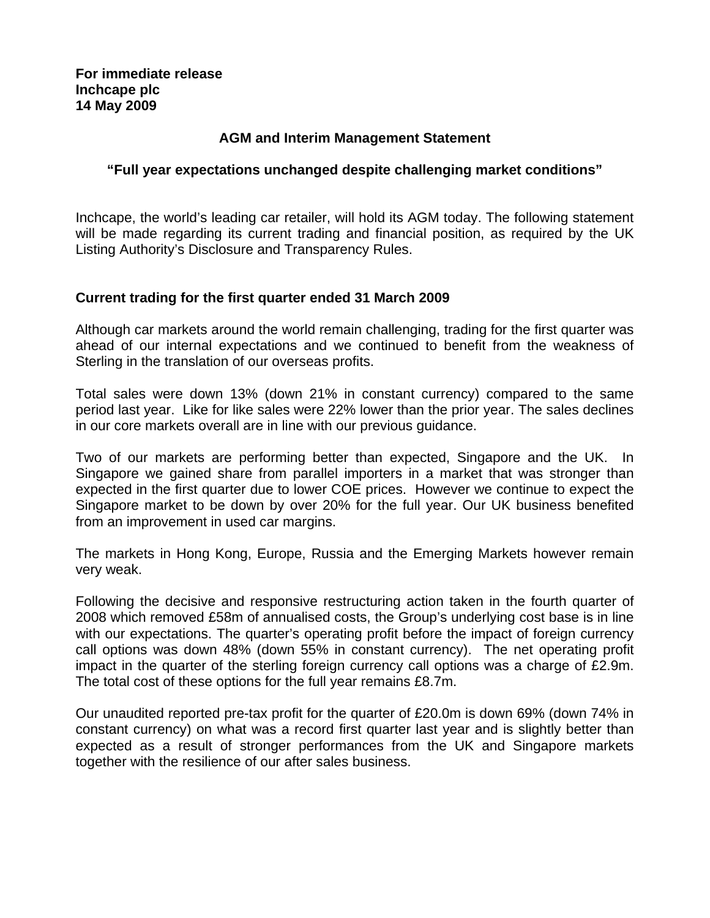**For immediate release**
**Inchcape plc**
**14 May 2009**

# AGM and Interim Management Statement

## "Full year expectations unchanged despite challenging market conditions"

Inchcape, the world's leading car retailer, will hold its AGM today. The following statement will be made regarding its current trading and financial position, as required by the UK Listing Authority's Disclosure and Transparency Rules.

### Current trading for the first quarter ended 31 March 2009

Although car markets around the world remain challenging, trading for the first quarter was ahead of our internal expectations and we continued to benefit from the weakness of Sterling in the translation of our overseas profits.

Total sales were down 13% (down 21% in constant currency) compared to the same period last year. Like for like sales were 22% lower than the prior year. The sales declines in our core markets overall are in line with our previous guidance.

Two of our markets are performing better than expected, Singapore and the UK. In Singapore we gained share from parallel importers in a market that was stronger than expected in the first quarter due to lower COE prices. However we continue to expect the Singapore market to be down by over 20% for the full year. Our UK business benefited from an improvement in used car margins.

The markets in Hong Kong, Europe, Russia and the Emerging Markets however remain very weak.

Following the decisive and responsive restructuring action taken in the fourth quarter of 2008 which removed £58m of annualised costs, the Group's underlying cost base is in line with our expectations. The quarter's operating profit before the impact of foreign currency call options was down 48% (down 55% in constant currency). The net operating profit impact in the quarter of the sterling foreign currency call options was a charge of £2.9m. The total cost of these options for the full year remains £8.7m.

Our unaudited reported pre-tax profit for the quarter of £20.0m is down 69% (down 74% in constant currency) on what was a record first quarter last year and is slightly better than expected as a result of stronger performances from the UK and Singapore markets together with the resilience of our after sales business.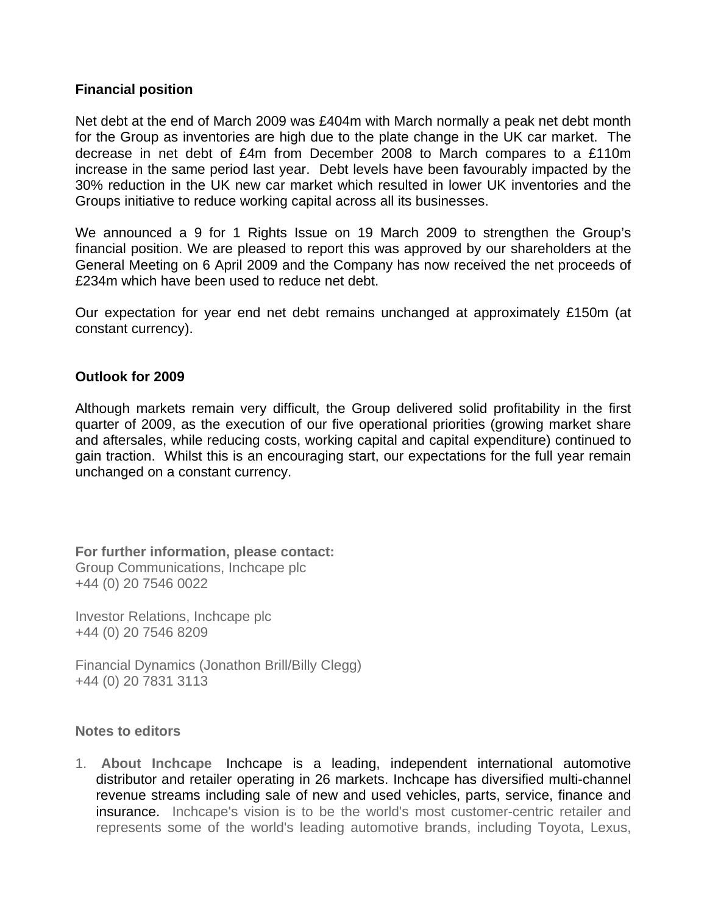**Financial position**

Net debt at the end of March 2009 was £404m with March normally a peak net debt month for the Group as inventories are high due to the plate change in the UK car market. The decrease in net debt of £4m from December 2008 to March compares to a £110m increase in the same period last year. Debt levels have been favourably impacted by the 30% reduction in the UK new car market which resulted in lower UK inventories and the Groups initiative to reduce working capital across all its businesses.

We announced a 9 for 1 Rights Issue on 19 March 2009 to strengthen the Group's financial position. We are pleased to report this was approved by our shareholders at the General Meeting on 6 April 2009 and the Company has now received the net proceeds of £234m which have been used to reduce net debt.

Our expectation for year end net debt remains unchanged at approximately £150m (at constant currency).

**Outlook for 2009**

Although markets remain very difficult, the Group delivered solid profitability in the first quarter of 2009, as the execution of our five operational priorities (growing market share and aftersales, while reducing costs, working capital and capital expenditure) continued to gain traction. Whilst this is an encouraging start, our expectations for the full year remain unchanged on a constant currency.

**For further information, please contact:**
Group Communications, Inchcape plc
+44 (0) 20 7546 0022

Investor Relations, Inchcape plc
+44 (0) 20 7546 8209

Financial Dynamics (Jonathon Brill/Billy Clegg)
+44 (0) 20 7831 3113

**Notes to editors**

1. **About Inchcape** Inchcape is a leading, independent international automotive distributor and retailer operating in 26 markets. Inchcape has diversified multi-channel revenue streams including sale of new and used vehicles, parts, service, finance and insurance. Inchcape's vision is to be the world's most customer-centric retailer and represents some of the world's leading automotive brands, including Toyota, Lexus,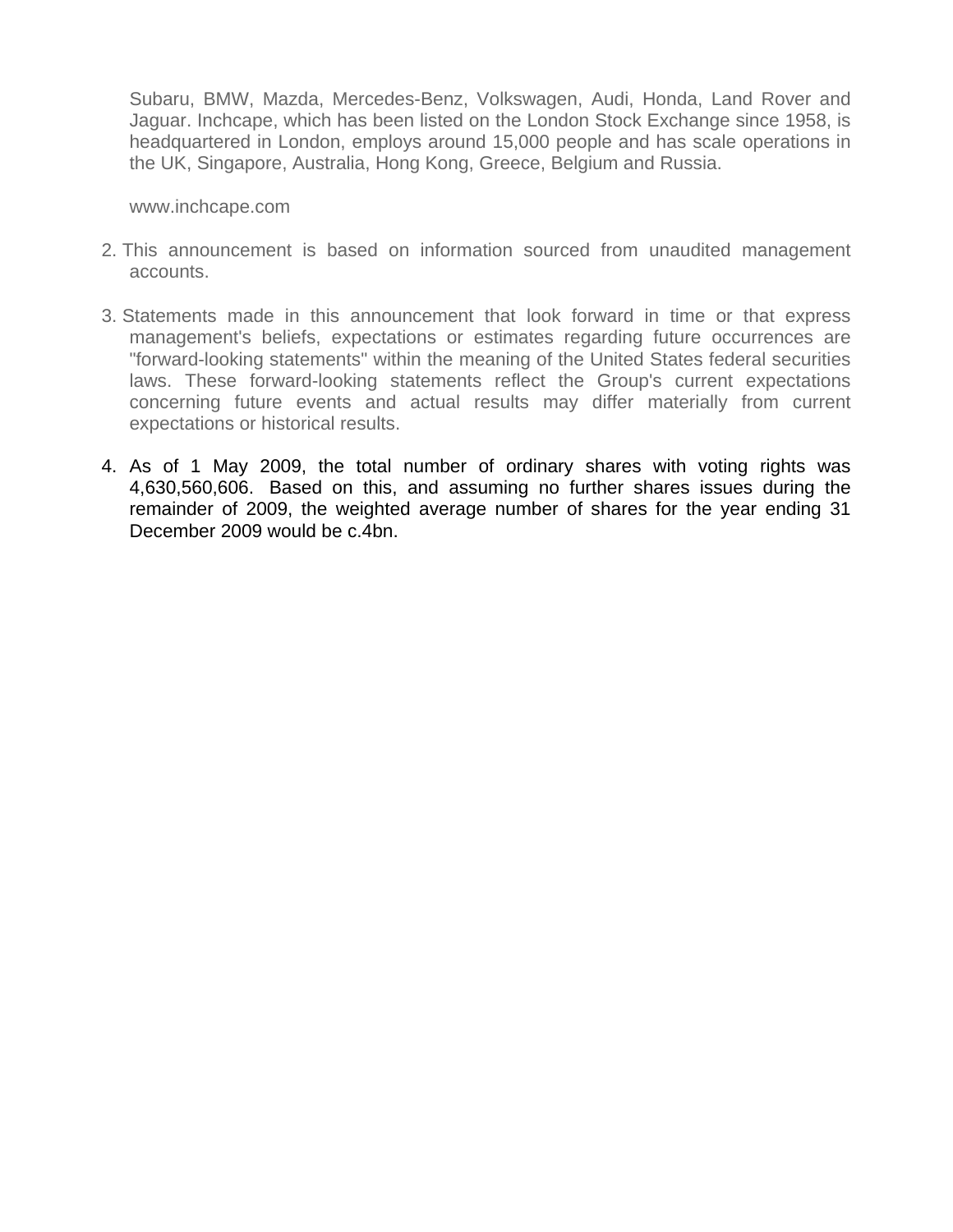Subaru, BMW, Mazda, Mercedes-Benz, Volkswagen, Audi, Honda, Land Rover and Jaguar. Inchcape, which has been listed on the London Stock Exchange since 1958, is headquartered in London, employs around 15,000 people and has scale operations in the UK, Singapore, Australia, Hong Kong, Greece, Belgium and Russia.

www.inchcape.com

2. This announcement is based on information sourced from unaudited management accounts.

3. Statements made in this announcement that look forward in time or that express management's beliefs, expectations or estimates regarding future occurrences are "forward-looking statements" within the meaning of the United States federal securities laws. These forward-looking statements reflect the Group's current expectations concerning future events and actual results may differ materially from current expectations or historical results.

4. As of 1 May 2009, the total number of ordinary shares with voting rights was 4,630,560,606. Based on this, and assuming no further shares issues during the remainder of 2009, the weighted average number of shares for the year ending 31 December 2009 would be c.4bn.